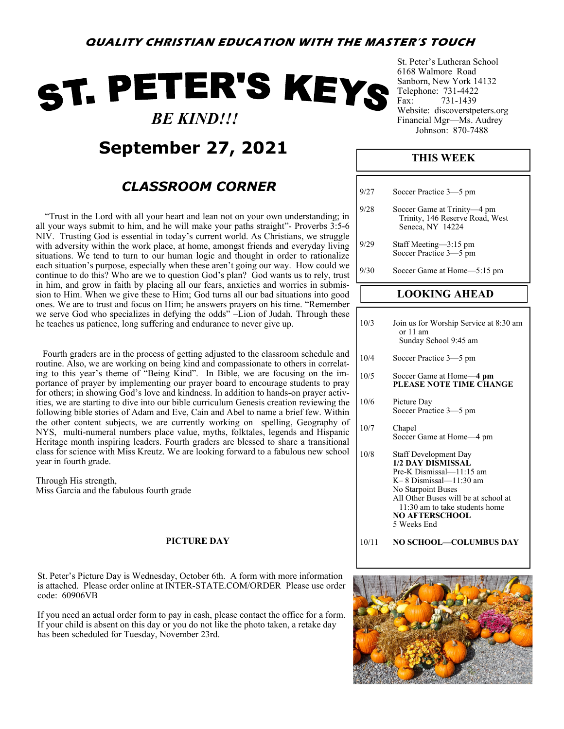**QUALITY CHRISTIAN EDUCATION WITH THE MASTER'S TOUCH**

# ST. PETER'S KEYS

***BE KIND!!!***

St. Peter's Lutheran School
6168 Walmore Road
Sanborn, New York 14132
Telephone: 731-4422
Fax: 731-1439
Website: discoverstpeters.org
Financial Mgr—Ms. Audrey Johnson: 870-7488

## September 27, 2021

## *CLASSROOM CORNER*

"Trust in the Lord with all your heart and lean not on your own understanding; in all your ways submit to him, and he will make your paths straight"- Proverbs 3:5-6 NIV. Trusting God is essential in today's current world. As Christians, we struggle with adversity within the work place, at home, amongst friends and everyday living situations. We tend to turn to our human logic and thought in order to rationalize each situation's purpose, especially when these aren't going our way. How could we continue to do this? Who are we to question God's plan? God wants us to rely, trust in him, and grow in faith by placing all our fears, anxieties and worries in submission to Him. When we give these to Him; God turns all our bad situations into good ones. We are to trust and focus on Him; he answers prayers on his time. "Remember we serve God who specializes in defying the odds" –Lion of Judah. Through these he teaches us patience, long suffering and endurance to never give up.

Fourth graders are in the process of getting adjusted to the classroom schedule and routine. Also, we are working on being kind and compassionate to others in correlating to this year's theme of "Being Kind". In Bible, we are focusing on the importance of prayer by implementing our prayer board to encourage students to pray for others; in showing God's love and kindness. In addition to hands-on prayer activities, we are starting to dive into our bible curriculum Genesis creation reviewing the following bible stories of Adam and Eve, Cain and Abel to name a brief few. Within the other content subjects, we are currently working on spelling, Geography of NYS, multi-numeral numbers place value, myths, folktales, legends and Hispanic Heritage month inspiring leaders. Fourth graders are blessed to share a transitional class for science with Miss Kreutz. We are looking forward to a fabulous new school year in fourth grade.

Through His strength,
Miss Garcia and the fabulous fourth grade

### PICTURE DAY

St. Peter's Picture Day is Wednesday, October 6th. A form with more information is attached. Please order online at INTER-STATE.COM/ORDER Please use order code: 60906VB

If you need an actual order form to pay in cash, please contact the office for a form. If your child is absent on this day or you do not like the photo taken, a retake day has been scheduled for Tuesday, November 23rd.

### THIS WEEK

| Date | Event |
|---|---|
| 9/27 | Soccer Practice 3—5 pm |
| 9/28 | Soccer Game at Trinity—4 pm<br>Trinity, 146 Reserve Road, West Seneca, NY 14224 |
| 9/29 | Staff Meeting—3:15 pm<br>Soccer Practice 3—5 pm |
| 9/30 | Soccer Game at Home—5:15 pm |

### LOOKING AHEAD

| Date | Event |
|---|---|
| 10/3 | Join us for Worship Service at 8:30 am or 11 am<br>Sunday School 9:45 am |
| 10/4 | Soccer Practice 3—5 pm |
| 10/5 | Soccer Game at Home—**4 pm**<br>**PLEASE NOTE TIME CHANGE** |
| 10/6 | Picture Day<br>Soccer Practice 3—5 pm |
| 10/7 | Chapel<br>Soccer Game at Home—4 pm |
| 10/8 | Staff Development Day<br>**1/2 DAY DISMISSAL**<br>Pre-K Dismissal—11:15 am<br>K– 8 Dismissal—11:30 am<br>No Starpoint Buses<br>All Other Buses will be at school at 11:30 am to take students home<br>**NO AFTERSCHOOL**<br>5 Weeks End |
| 10/11 | **NO SCHOOL—COLUMBUS DAY** |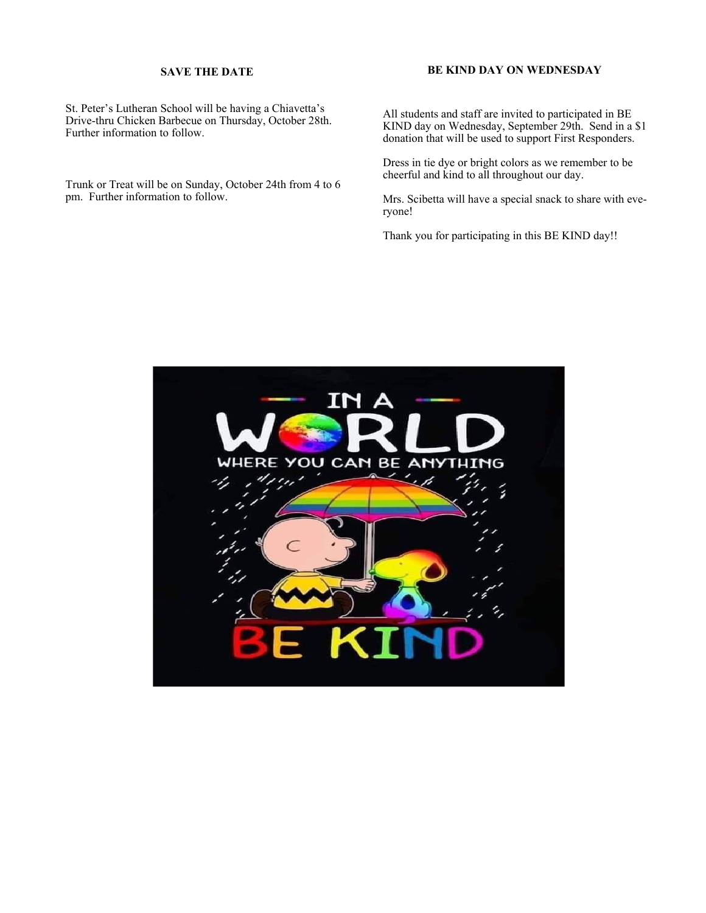## SAVE THE DATE

St. Peter's Lutheran School will be having a Chiavetta's Drive-thru Chicken Barbecue on Thursday, October 28th. Further information to follow.

Trunk or Treat will be on Sunday, October 24th from 4 to 6 pm. Further information to follow.

## BE KIND DAY ON WEDNESDAY

All students and staff are invited to participated in BE KIND day on Wednesday, September 29th. Send in a $1 donation that will be used to support First Responders.

Dress in tie dye or bright colors as we remember to be cheerful and kind to all throughout our day.

Mrs. Scibetta will have a special snack to share with everyone!

Thank you for participating in this BE KIND day!!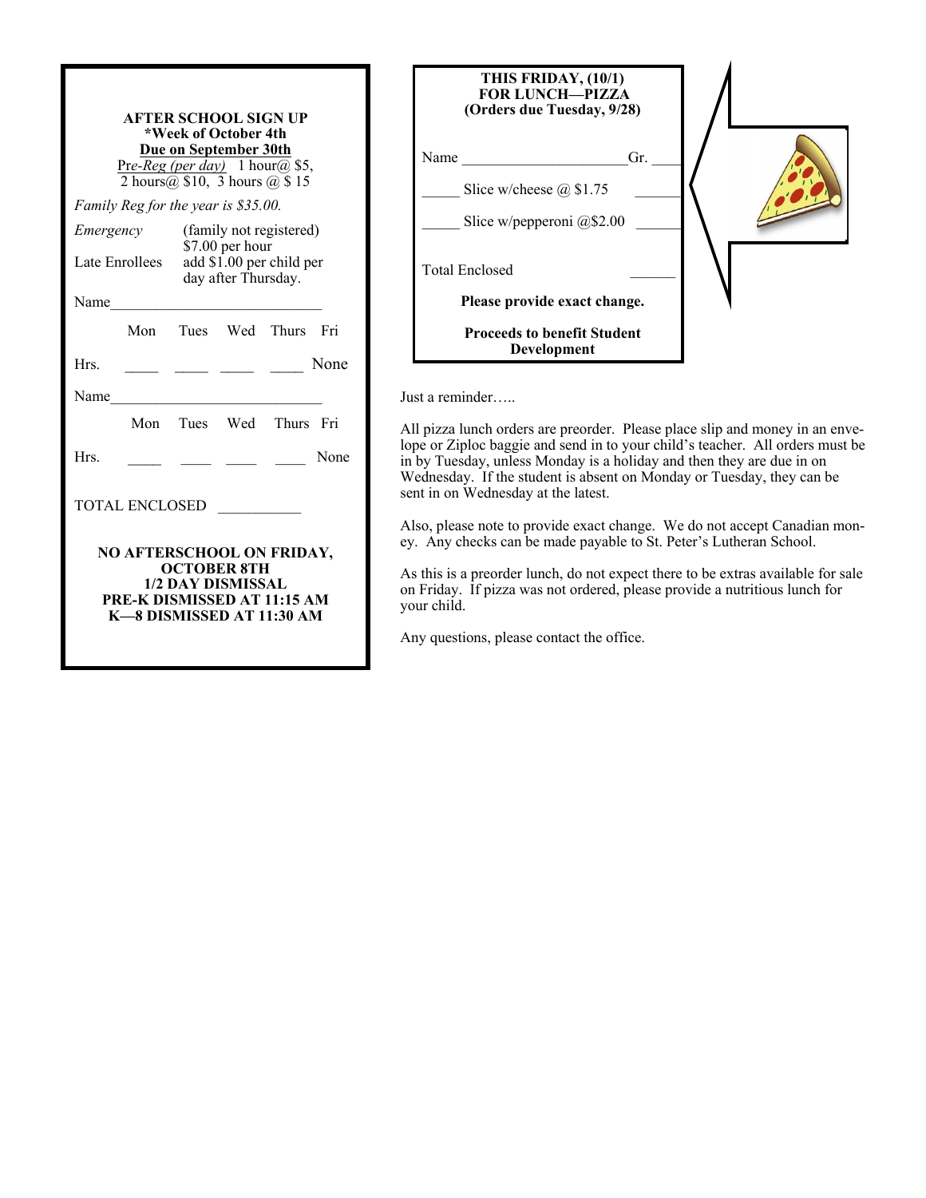**AFTER SCHOOL SIGN UP**
**\*Week of October 4th**
**Due on September 30th**

*Pre-Reg (per day)* 1 hour@ $5, 2 hours@ $10, 3 hours @ $ 15

*Family Reg for the year is $35.00.*

*Emergency* (family not registered) $7.00 per hour

Late Enrollees add $1.00 per child per day after Thursday.

Name____________________________

| | Mon | Tues | Wed | Thurs | Fri |
|---|---|---|---|---|---|
| Hrs. | ____ | ____ | ____ | ____ | None |

Name____________________________

| | Mon | Tues | Wed | Thurs | Fri |
|---|---|---|---|---|---|
| Hrs. | ____ | ____ | ____ | ____ | None |

TOTAL ENCLOSED __________

**NO AFTERSCHOOL ON FRIDAY, OCTOBER 8TH**
**1/2 DAY DISMISSAL**
**PRE-K DISMISSED AT 11:15 AM**
**K—8 DISMISSED AT 11:30 AM**

**THIS FRIDAY, (10/1)**
**FOR LUNCH—PIZZA**
**(Orders due Tuesday, 9/28)**

Name _____________________Gr. ____

_____ Slice w/cheese @ $1.75 ______

_____ Slice w/pepperoni @$2.00 ______

Total Enclosed ______

**Please provide exact change.**

**Proceeds to benefit Student Development**

Just a reminder…..

All pizza lunch orders are preorder. Please place slip and money in an envelope or Ziploc baggie and send in to your child's teacher. All orders must be in by Tuesday, unless Monday is a holiday and then they are due in on Wednesday. If the student is absent on Monday or Tuesday, they can be sent in on Wednesday at the latest.

Also, please note to provide exact change. We do not accept Canadian money. Any checks can be made payable to St. Peter's Lutheran School.

As this is a preorder lunch, do not expect there to be extras available for sale on Friday. If pizza was not ordered, please provide a nutritious lunch for your child.

Any questions, please contact the office.